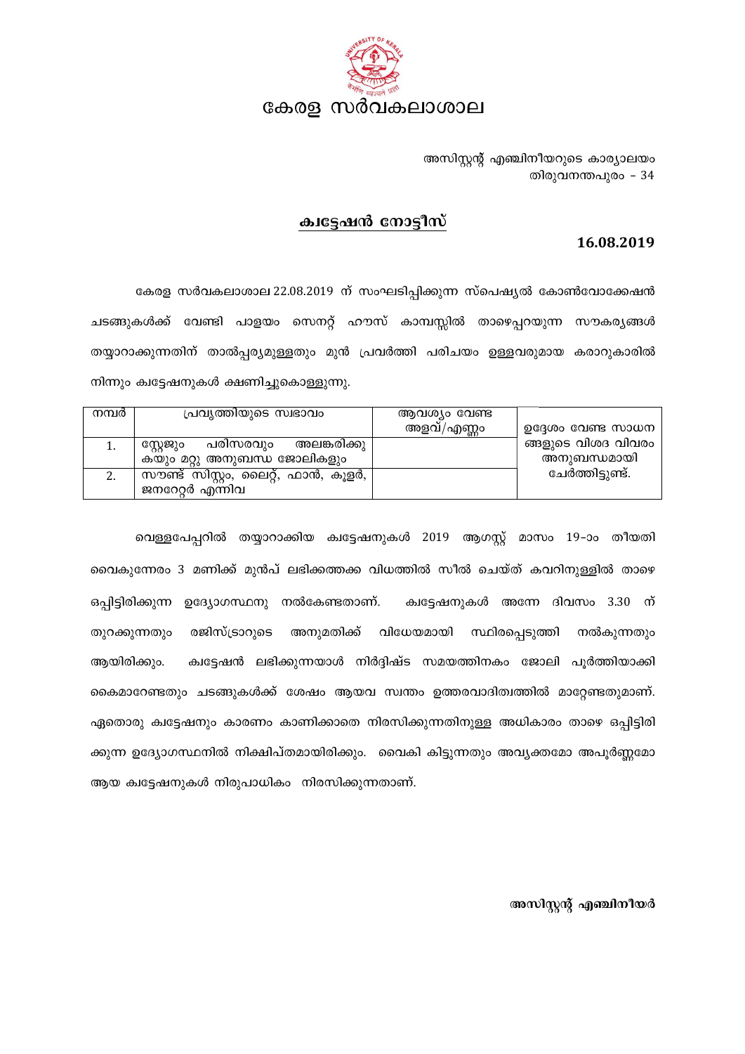# കേരള സർവകലാശാല

അസിസ്റ്റന്റ് എഞ്ചിനീയറുടെ കാര്യാലയം
തിരുവനന്തപുരം – 34

## ക്വട്ടേഷൻ നോട്ടീസ്

**16.08.2019**

കേരള സർവകലാശാല 22.08.2019 ന് സംഘടിപ്പിക്കുന്ന സ്പെഷ്യൽ കോൺവോക്കേഷൻ ചടങ്ങുകൾക്ക് വേണ്ടി പാളയം സെനറ്റ് ഹൗസ് കാമ്പസ്സിൽ താഴെപ്പറയുന്ന സൗകര്യങ്ങൾ തയ്യാറാക്കുന്നതിന് താൽപ്പര്യമുള്ളതും മുൻ പ്രവർത്തി പരിചയം ഉള്ളവരുമായ കരാറുകാരിൽ നിന്നും ക്വട്ടേഷനുകൾ ക്ഷണിച്ചുകൊള്ളുന്നു.

| നമ്പർ | പ്രവൃത്തിയുടെ സ്വഭാവം | ആവശ്യം വേണ്ട അളവ്/എണ്ണം | ഉദ്ദേശം വേണ്ട സാധനങ്ങളുടെ വിശദ വിവരം അനുബന്ധമായി ചേർത്തിട്ടുണ്ട്. |
|---|---|---|---|
| 1. | സ്റ്റേജും പരിസരവും അലങ്കരിക്കുകയും മറ്റു അനുബന്ധ ജോലികളും | | |
| 2. | സൗണ്ട് സിസ്റ്റം, ലൈറ്റ്, ഫാൻ, കൂളർ, ജനറേറ്റർ എന്നിവ | | |

വെള്ളപേപ്പറിൽ തയ്യാറാക്കിയ ക്വട്ടേഷനുകൾ 2019 ആഗസ്റ്റ് മാസം 19-ാം തീയതി വൈകുന്നേരം 3 മണിക്ക് മുൻപ് ലഭിക്കത്തക്ക വിധത്തിൽ സീൽ ചെയ്ത് കവറിനുള്ളിൽ താഴെ ഒപ്പിട്ടിരിക്കുന്ന ഉദ്യോഗസ്ഥനു നൽകേണ്ടതാണ്. ക്വട്ടേഷനുകൾ അന്നേ ദിവസം 3.30 ന് തുറക്കുന്നതും രജിസ്ട്രാറുടെ അനുമതിക്ക് വിധേയമായി സ്ഥിരപ്പെടുത്തി നൽകുന്നതും ആയിരിക്കും. ക്വട്ടേഷൻ ലഭിക്കുന്നയാൾ നിർദ്ദിഷ്ട സമയത്തിനകം ജോലി പൂർത്തിയാക്കി കൈമാറേണ്ടതും ചടങ്ങുകൾക്ക് ശേഷം ആയവ സ്വന്തം ഉത്തരവാദിത്വത്തിൽ മാറ്റേണ്ടതുമാണ്. ഏതൊരു ക്വട്ടേഷനും കാരണം കാണിക്കാതെ നിരസിക്കുന്നതിനുള്ള അധികാരം താഴെ ഒപ്പിട്ടിരിക്കുന്ന ഉദ്യോഗസ്ഥനിൽ നിക്ഷിപ്തമായിരിക്കും. വൈകി കിട്ടുന്നതും അവ്യക്തമോ അപൂർണ്ണമോ ആയ ക്വട്ടേഷനുകൾ നിരുപാധികം നിരസിക്കുന്നതാണ്.

**അസിസ്റ്റന്റ് എഞ്ചിനീയർ**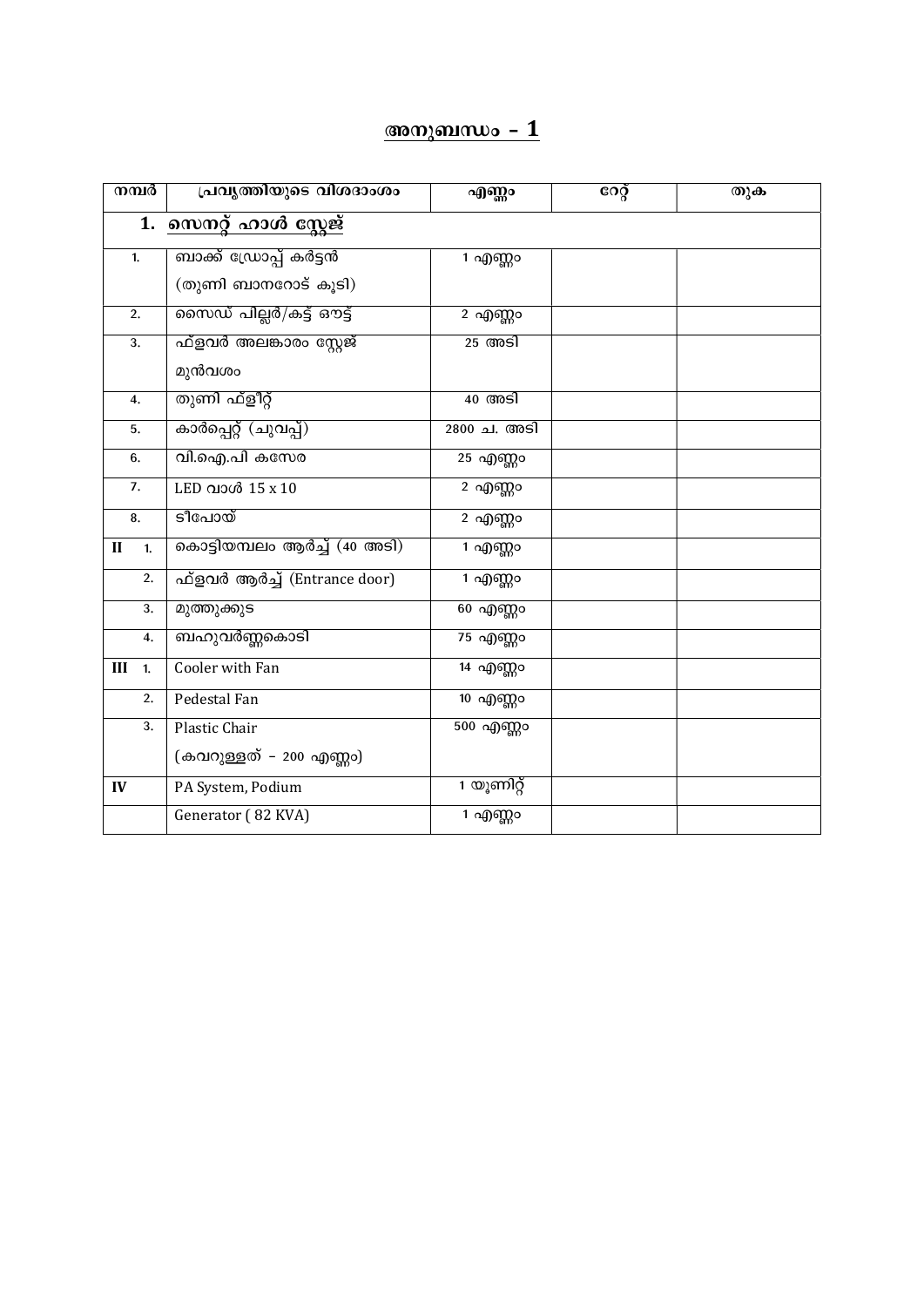# അനുബന്ധം – 1

| നമ്പർ | പ്രവൃത്തിയുടെ വിശദാംശം | എണ്ണം | റേറ്റ് | തുക |
|---|---|---|---|---|
| **1.** | **സെനറ്റ് ഹാൾ സ്റ്റേജ്** | | | |
| 1. | ബാക്ക് ഡ്രോപ്പ് കർട്ടൻ (തുണി ബാനറോട് കൂടി) | 1 എണ്ണം | | |
| 2. | സൈഡ് പില്ലർ/കട്ട് ഔട്ട് | 2 എണ്ണം | | |
| 3. | ഫ്ളവർ അലങ്കാരം സ്റ്റേജ് മുൻവശം | 25 അടി | | |
| 4. | തുണി ഫ്ളീറ്റ് | 40 അടി | | |
| 5. | കാർപ്പെറ്റ് (ചുവപ്പ്) | 2800 ച. അടി | | |
| 6. | വി.ഐ.പി കസേര | 25 എണ്ണം | | |
| 7. | LED വാൾ 15 x 10 | 2 എണ്ണം | | |
| 8. | ടീപോയ് | 2 എണ്ണം | | |
| II 1. | കൊട്ടിയമ്പലം ആർച്ച് (40 അടി) | 1 എണ്ണം | | |
| 2. | ഫ്ളവർ ആർച്ച് (Entrance door) | 1 എണ്ണം | | |
| 3. | മുത്തുക്കുട | 60 എണ്ണം | | |
| 4. | ബഹുവർണ്ണകൊടി | 75 എണ്ണം | | |
| III 1. | Cooler with Fan | 14 എണ്ണം | | |
| 2. | Pedestal Fan | 10 എണ്ണം | | |
| 3. | Plastic Chair (കവറുള്ളത് – 200 എണ്ണം) | 500 എണ്ണം | | |
| IV | PA System, Podium | 1 യൂണിറ്റ് | | |
| | Generator ( 82 KVA) | 1 എണ്ണം | | |